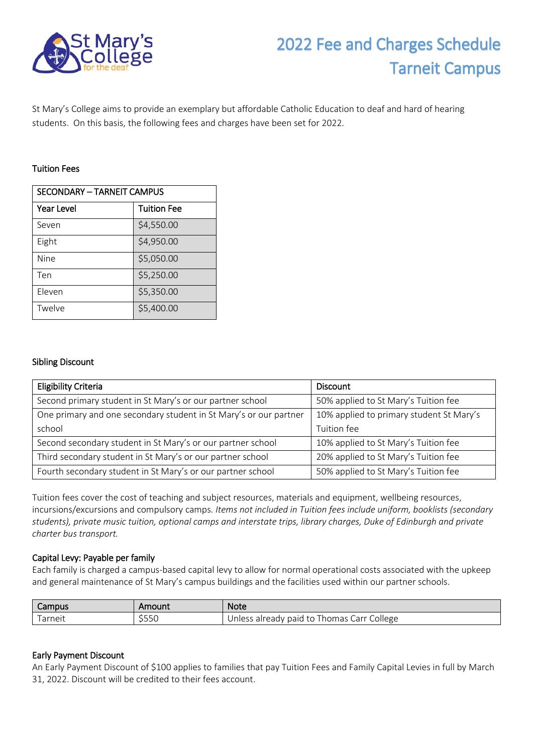# 2022 Fee and Charges Schedule Tarneit Campus

St Mary's College aims to provide an exemplary but affordable Catholic Education to deaf and hard of hearing students. On this basis, the following fees and charges have been set for 2022.

## Tuition Fees

| SECONDARY – TARNEIT CAMPUS | |
|---|---|
| **Year Level** | **Tuition Fee** |
| Seven | $4,550.00 |
| Eight | $4,950.00 |
| Nine | $5,050.00 |
| Ten | $5,250.00 |
| Eleven | $5,350.00 |
| Twelve | $5,400.00 |

## Sibling Discount

| Eligibility Criteria | Discount |
|---|---|
| Second primary student in St Mary's or our partner school | 50% applied to St Mary's Tuition fee |
| One primary and one secondary student in St Mary's or our partner school | 10% applied to primary student St Mary's Tuition fee |
| Second secondary student in St Mary's or our partner school | 10% applied to St Mary's Tuition fee |
| Third secondary student in St Mary's or our partner school | 20% applied to St Mary's Tuition fee |
| Fourth secondary student in St Mary's or our partner school | 50% applied to St Mary's Tuition fee |

Tuition fees cover the cost of teaching and subject resources, materials and equipment, wellbeing resources, incursions/excursions and compulsory camps. *Items not included in Tuition fees include uniform, booklists (secondary students), private music tuition, optional camps and interstate trips, library charges, Duke of Edinburgh and private charter bus transport.*

## Capital Levy: Payable per family

Each family is charged a campus-based capital levy to allow for normal operational costs associated with the upkeep and general maintenance of St Mary's campus buildings and the facilities used within our partner schools.

| Campus | Amount | Note |
|---|---|---|
| Tarneit | $550 | Unless already paid to Thomas Carr College |

## Early Payment Discount

An Early Payment Discount of $100 applies to families that pay Tuition Fees and Family Capital Levies in full by March 31, 2022. Discount will be credited to their fees account.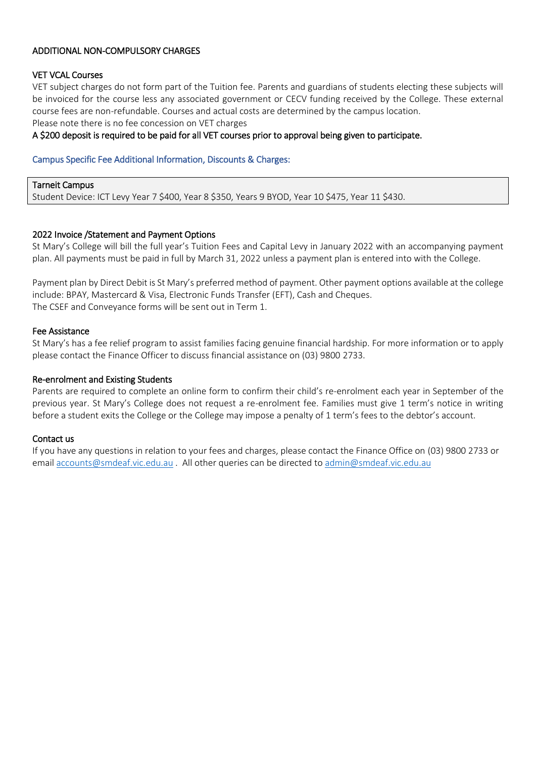## ADDITIONAL NON-COMPULSORY CHARGES

### VET VCAL Courses

VET subject charges do not form part of the Tuition fee. Parents and guardians of students electing these subjects will be invoiced for the course less any associated government or CECV funding received by the College. These external course fees are non-refundable. Courses and actual costs are determined by the campus location.
Please note there is no fee concession on VET charges

**A $200 deposit is required to be paid for all VET courses prior to approval being given to participate.**

### Campus Specific Fee Additional Information, Discounts & Charges:

| Tarneit Campus |
|---|
| Student Device: ICT Levy Year 7 $400, Year 8 $350, Years 9 BYOD, Year 10 $475, Year 11 $430. |

### 2022 Invoice /Statement and Payment Options

St Mary's College will bill the full year's Tuition Fees and Capital Levy in January 2022 with an accompanying payment plan. All payments must be paid in full by March 31, 2022 unless a payment plan is entered into with the College.

Payment plan by Direct Debit is St Mary's preferred method of payment. Other payment options available at the college include: BPAY, Mastercard & Visa, Electronic Funds Transfer (EFT), Cash and Cheques.
The CSEF and Conveyance forms will be sent out in Term 1.

### Fee Assistance

St Mary's has a fee relief program to assist families facing genuine financial hardship. For more information or to apply please contact the Finance Officer to discuss financial assistance on (03) 9800 2733.

### Re-enrolment and Existing Students

Parents are required to complete an online form to confirm their child's re-enrolment each year in September of the previous year. St Mary's College does not request a re-enrolment fee. Families must give 1 term's notice in writing before a student exits the College or the College may impose a penalty of 1 term's fees to the debtor's account.

### Contact us

If you have any questions in relation to your fees and charges, please contact the Finance Office on (03) 9800 2733 or email accounts@smdeaf.vic.edu.au . All other queries can be directed to admin@smdeaf.vic.edu.au